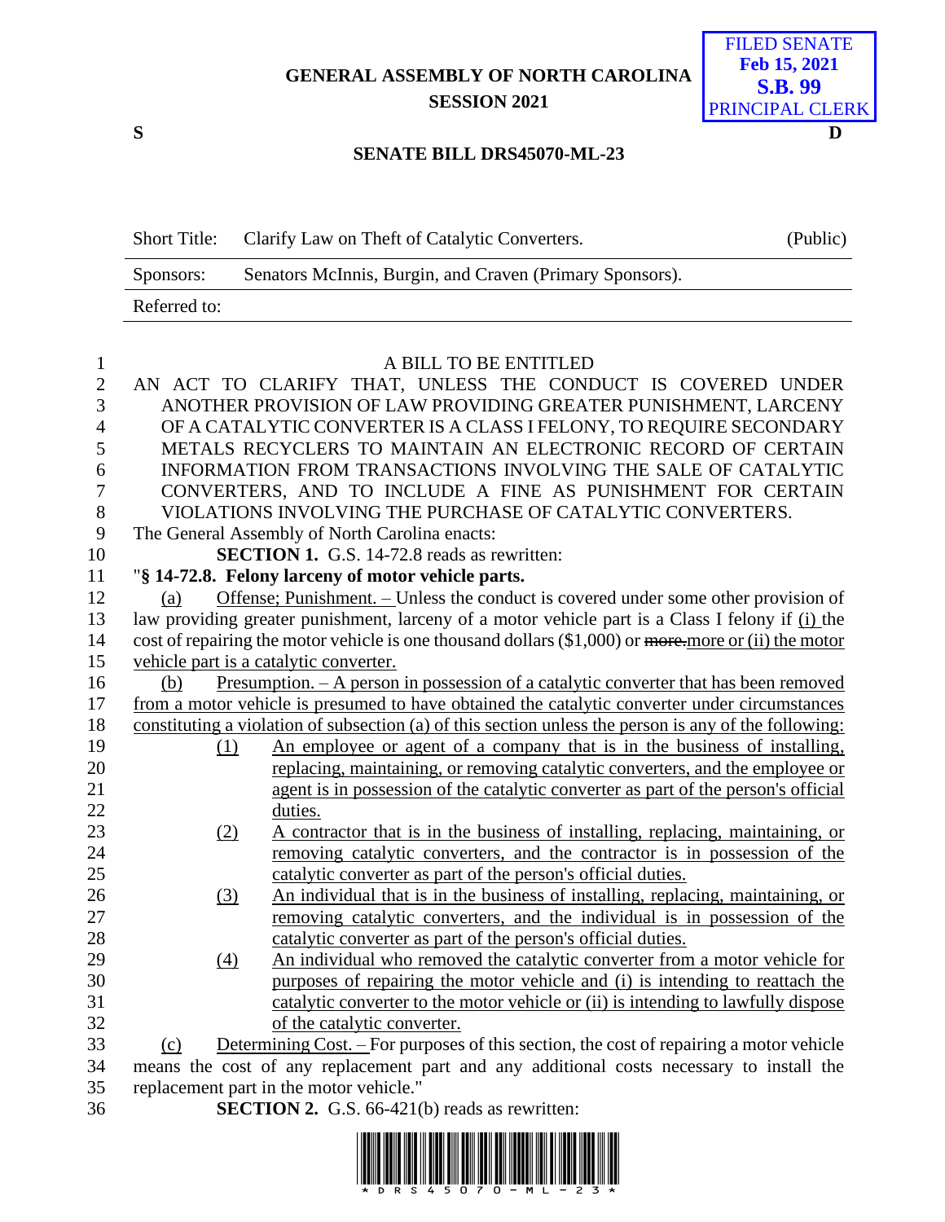GENERAL ASSEMBLY OF NORTH CAROLINA
SESSION 2021

FILED SENATE
Feb 15, 2021
S.B. 99
PRINCIPAL CLERK

S D

**SENATE BILL DRS45070-ML-23**

| Short Title: | Clarify Law on Theft of Catalytic Converters. | (Public) |
|---|---|---|
| Sponsors: | Senators McInnis, Burgin, and Craven (Primary Sponsors). | |
| Referred to: | | |

A BILL TO BE ENTITLED

AN ACT TO CLARIFY THAT, UNLESS THE CONDUCT IS COVERED UNDER ANOTHER PROVISION OF LAW PROVIDING GREATER PUNISHMENT, LARCENY OF A CATALYTIC CONVERTER IS A CLASS I FELONY, TO REQUIRE SECONDARY METALS RECYCLERS TO MAINTAIN AN ELECTRONIC RECORD OF CERTAIN INFORMATION FROM TRANSACTIONS INVOLVING THE SALE OF CATALYTIC CONVERTERS, AND TO INCLUDE A FINE AS PUNISHMENT FOR CERTAIN VIOLATIONS INVOLVING THE PURCHASE OF CATALYTIC CONVERTERS.

The General Assembly of North Carolina enacts:

**SECTION 1.** G.S. 14-72.8 reads as rewritten:

"**§ 14-72.8. Felony larceny of motor vehicle parts.**

<u>(a)</u> <u>Offense; Punishment. –</u> Unless the conduct is covered under some other provision of law providing greater punishment, larceny of a motor vehicle part is a Class I felony if <u>(i)</u> the cost of repairing the motor vehicle is one thousand dollars ($1,000) or ~~more.~~<u>more or (ii) the motor vehicle part is a catalytic converter.</u>

<u>(b)</u> <u>Presumption. – A person in possession of a catalytic converter that has been removed from a motor vehicle is presumed to have obtained the catalytic converter under circumstances constituting a violation of subsection (a) of this section unless the person is any of the following:</u>

<u>(1)</u> <u>An employee or agent of a company that is in the business of installing, replacing, maintaining, or removing catalytic converters, and the employee or agent is in possession of the catalytic converter as part of the person's official duties.</u>

<u>(2)</u> <u>A contractor that is in the business of installing, replacing, maintaining, or removing catalytic converters, and the contractor is in possession of the catalytic converter as part of the person's official duties.</u>

<u>(3)</u> <u>An individual that is in the business of installing, replacing, maintaining, or removing catalytic converters, and the individual is in possession of the catalytic converter as part of the person's official duties.</u>

<u>(4)</u> <u>An individual who removed the catalytic converter from a motor vehicle for purposes of repairing the motor vehicle and (i) is intending to reattach the catalytic converter to the motor vehicle or (ii) is intending to lawfully dispose of the catalytic converter.</u>

<u>(c)</u> <u>Determining Cost. –</u> For purposes of this section, the cost of repairing a motor vehicle means the cost of any replacement part and any additional costs necessary to install the replacement part in the motor vehicle."

**SECTION 2.** G.S. 66-421(b) reads as rewritten: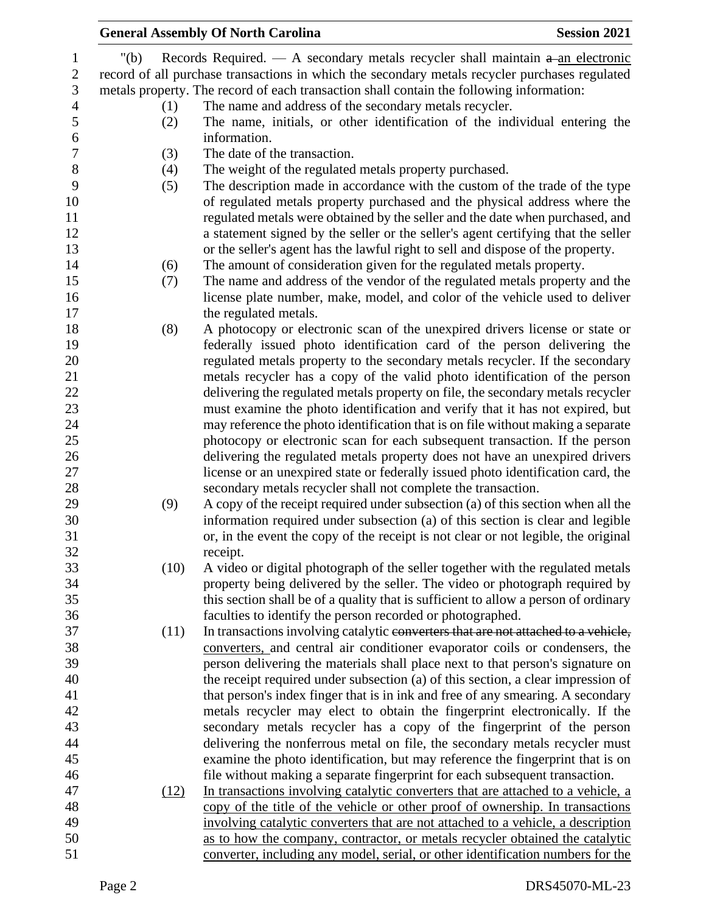"(b) Records Required. — A secondary metals recycler shall maintain ~~a~~ an electronic record of all purchase transactions in which the secondary metals recycler purchases regulated metals property. The record of each transaction shall contain the following information:

(1) The name and address of the secondary metals recycler.

(2) The name, initials, or other identification of the individual entering the information.

(3) The date of the transaction.

(4) The weight of the regulated metals property purchased.

(5) The description made in accordance with the custom of the trade of the type of regulated metals property purchased and the physical address where the regulated metals were obtained by the seller and the date when purchased, and a statement signed by the seller or the seller's agent certifying that the seller or the seller's agent has the lawful right to sell and dispose of the property.

(6) The amount of consideration given for the regulated metals property.

(7) The name and address of the vendor of the regulated metals property and the license plate number, make, model, and color of the vehicle used to deliver the regulated metals.

(8) A photocopy or electronic scan of the unexpired drivers license or state or federally issued photo identification card of the person delivering the regulated metals property to the secondary metals recycler. If the secondary metals recycler has a copy of the valid photo identification of the person delivering the regulated metals property on file, the secondary metals recycler must examine the photo identification and verify that it has not expired, but may reference the photo identification that is on file without making a separate photocopy or electronic scan for each subsequent transaction. If the person delivering the regulated metals property does not have an unexpired drivers license or an unexpired state or federally issued photo identification card, the secondary metals recycler shall not complete the transaction.

(9) A copy of the receipt required under subsection (a) of this section when all the information required under subsection (a) of this section is clear and legible or, in the event the copy of the receipt is not clear or not legible, the original receipt.

(10) A video or digital photograph of the seller together with the regulated metals property being delivered by the seller. The video or photograph required by this section shall be of a quality that is sufficient to allow a person of ordinary faculties to identify the person recorded or photographed.

(11) In transactions involving catalytic ~~converters that are not attached to a vehicle,~~ converters, and central air conditioner evaporator coils or condensers, the person delivering the materials shall place next to that person's signature on the receipt required under subsection (a) of this section, a clear impression of that person's index finger that is in ink and free of any smearing. A secondary metals recycler may elect to obtain the fingerprint electronically. If the secondary metals recycler has a copy of the fingerprint of the person delivering the nonferrous metal on file, the secondary metals recycler must examine the photo identification, but may reference the fingerprint that is on file without making a separate fingerprint for each subsequent transaction.

(12) In transactions involving catalytic converters that are attached to a vehicle, a copy of the title of the vehicle or other proof of ownership. In transactions involving catalytic converters that are not attached to a vehicle, a description as to how the company, contractor, or metals recycler obtained the catalytic converter, including any model, serial, or other identification numbers for the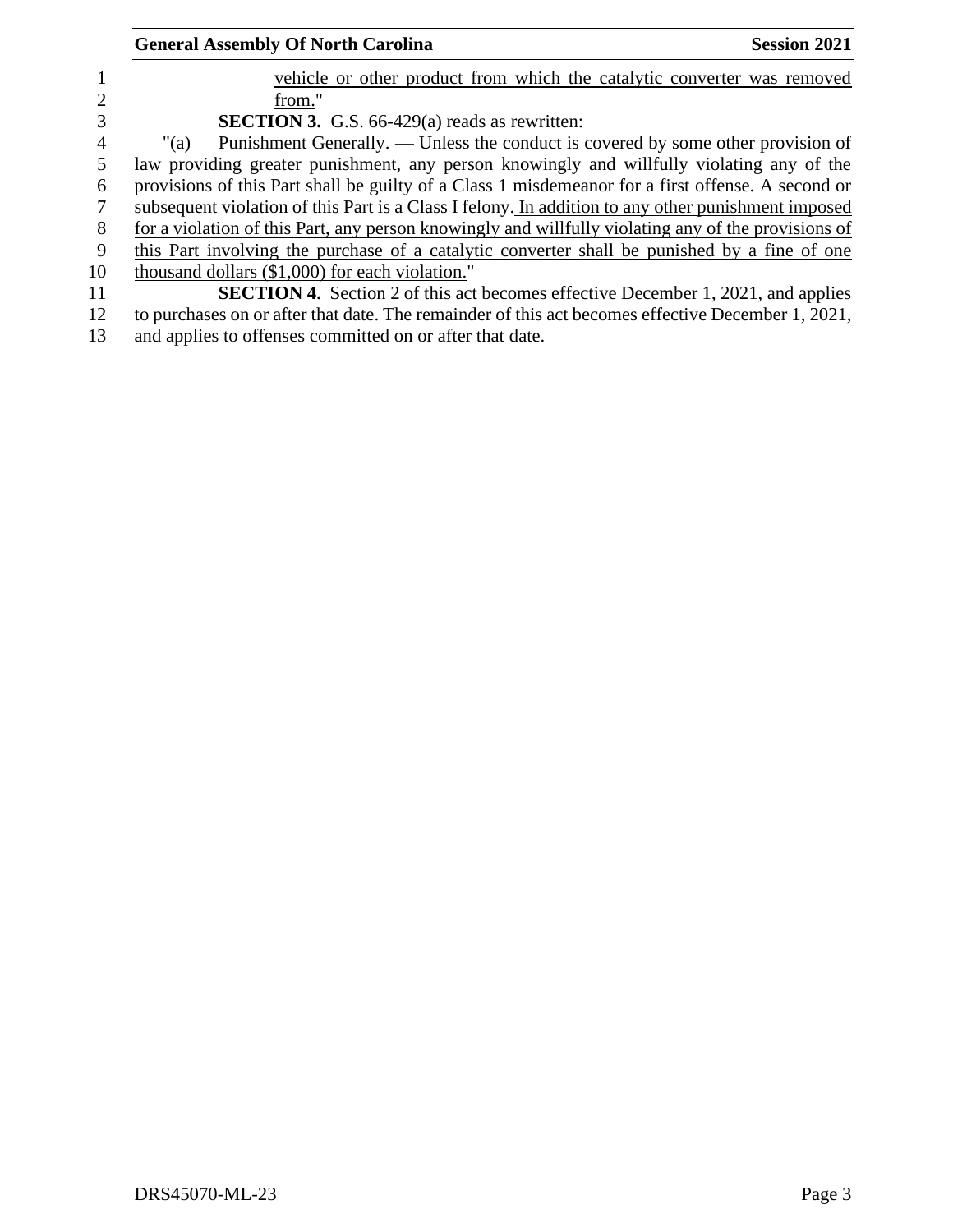vehicle or other product from which the catalytic converter was removed from."

**SECTION 3.** G.S. 66-429(a) reads as rewritten:

"(a) Punishment Generally. — Unless the conduct is covered by some other provision of law providing greater punishment, any person knowingly and willfully violating any of the provisions of this Part shall be guilty of a Class 1 misdemeanor for a first offense. A second or subsequent violation of this Part is a Class I felony. In addition to any other punishment imposed for a violation of this Part, any person knowingly and willfully violating any of the provisions of this Part involving the purchase of a catalytic converter shall be punished by a fine of one thousand dollars ($1,000) for each violation."

**SECTION 4.** Section 2 of this act becomes effective December 1, 2021, and applies to purchases on or after that date. The remainder of this act becomes effective December 1, 2021, and applies to offenses committed on or after that date.